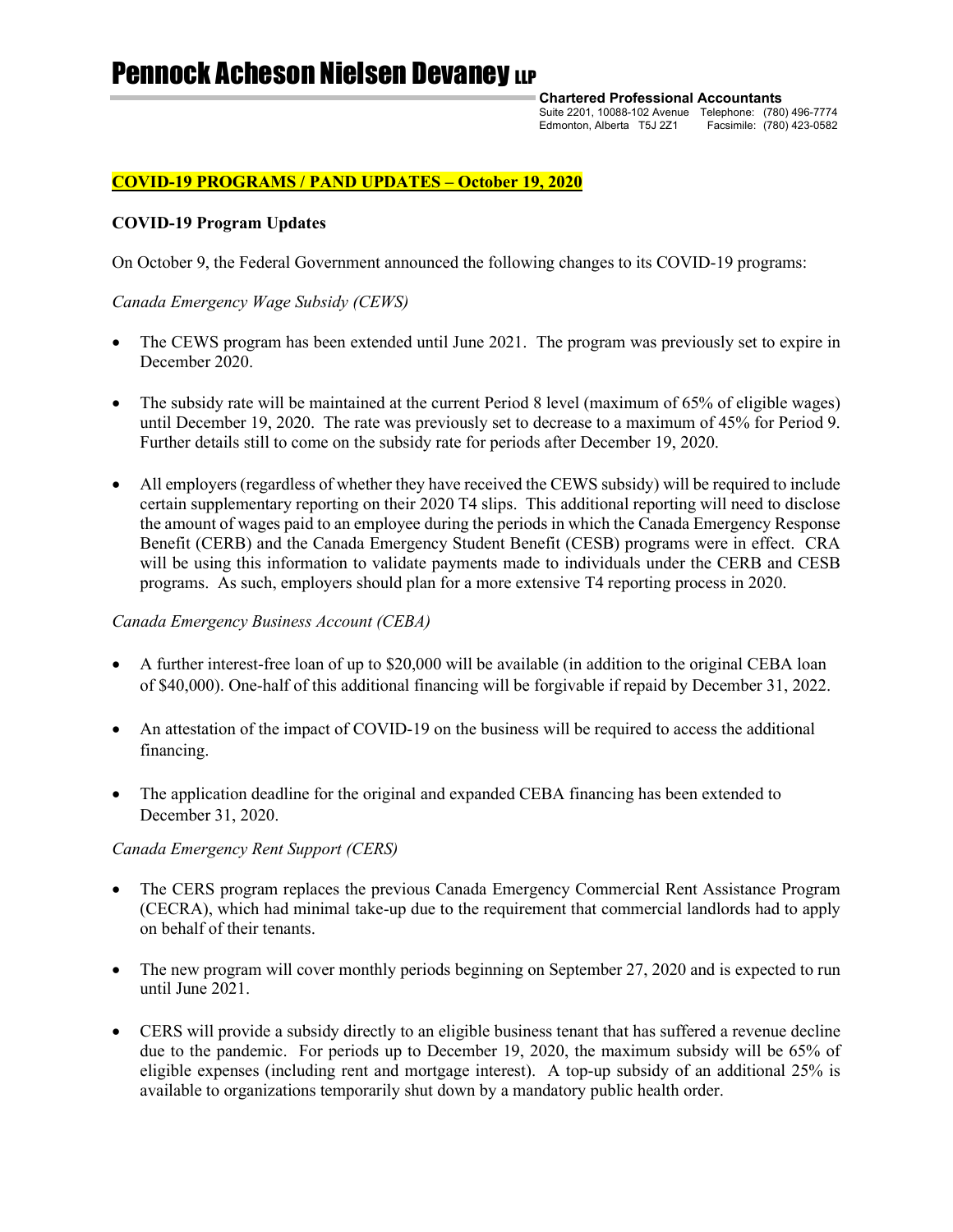# Pennock Acheson Nielsen Devaney LLP

**Chartered Professional Accountants**
Suite 2201, 10088-102 Avenue Telephone: (780) 496-7774
Edmonton, Alberta T5J 2Z1 Facsimile: (780) 423-0582

## COVID-19 PROGRAMS / PAND UPDATES – October 19, 2020

### COVID-19 Program Updates

On October 9, the Federal Government announced the following changes to its COVID-19 programs:

*Canada Emergency Wage Subsidy (CEWS)*

- The CEWS program has been extended until June 2021. The program was previously set to expire in December 2020.
- The subsidy rate will be maintained at the current Period 8 level (maximum of 65% of eligible wages) until December 19, 2020. The rate was previously set to decrease to a maximum of 45% for Period 9. Further details still to come on the subsidy rate for periods after December 19, 2020.
- All employers (regardless of whether they have received the CEWS subsidy) will be required to include certain supplementary reporting on their 2020 T4 slips. This additional reporting will need to disclose the amount of wages paid to an employee during the periods in which the Canada Emergency Response Benefit (CERB) and the Canada Emergency Student Benefit (CESB) programs were in effect. CRA will be using this information to validate payments made to individuals under the CERB and CESB programs. As such, employers should plan for a more extensive T4 reporting process in 2020.

*Canada Emergency Business Account (CEBA)*

- A further interest-free loan of up to $20,000 will be available (in addition to the original CEBA loan of $40,000). One-half of this additional financing will be forgivable if repaid by December 31, 2022.
- An attestation of the impact of COVID-19 on the business will be required to access the additional financing.
- The application deadline for the original and expanded CEBA financing has been extended to December 31, 2020.

*Canada Emergency Rent Support (CERS)*

- The CERS program replaces the previous Canada Emergency Commercial Rent Assistance Program (CECRA), which had minimal take-up due to the requirement that commercial landlords had to apply on behalf of their tenants.
- The new program will cover monthly periods beginning on September 27, 2020 and is expected to run until June 2021.
- CERS will provide a subsidy directly to an eligible business tenant that has suffered a revenue decline due to the pandemic. For periods up to December 19, 2020, the maximum subsidy will be 65% of eligible expenses (including rent and mortgage interest). A top-up subsidy of an additional 25% is available to organizations temporarily shut down by a mandatory public health order.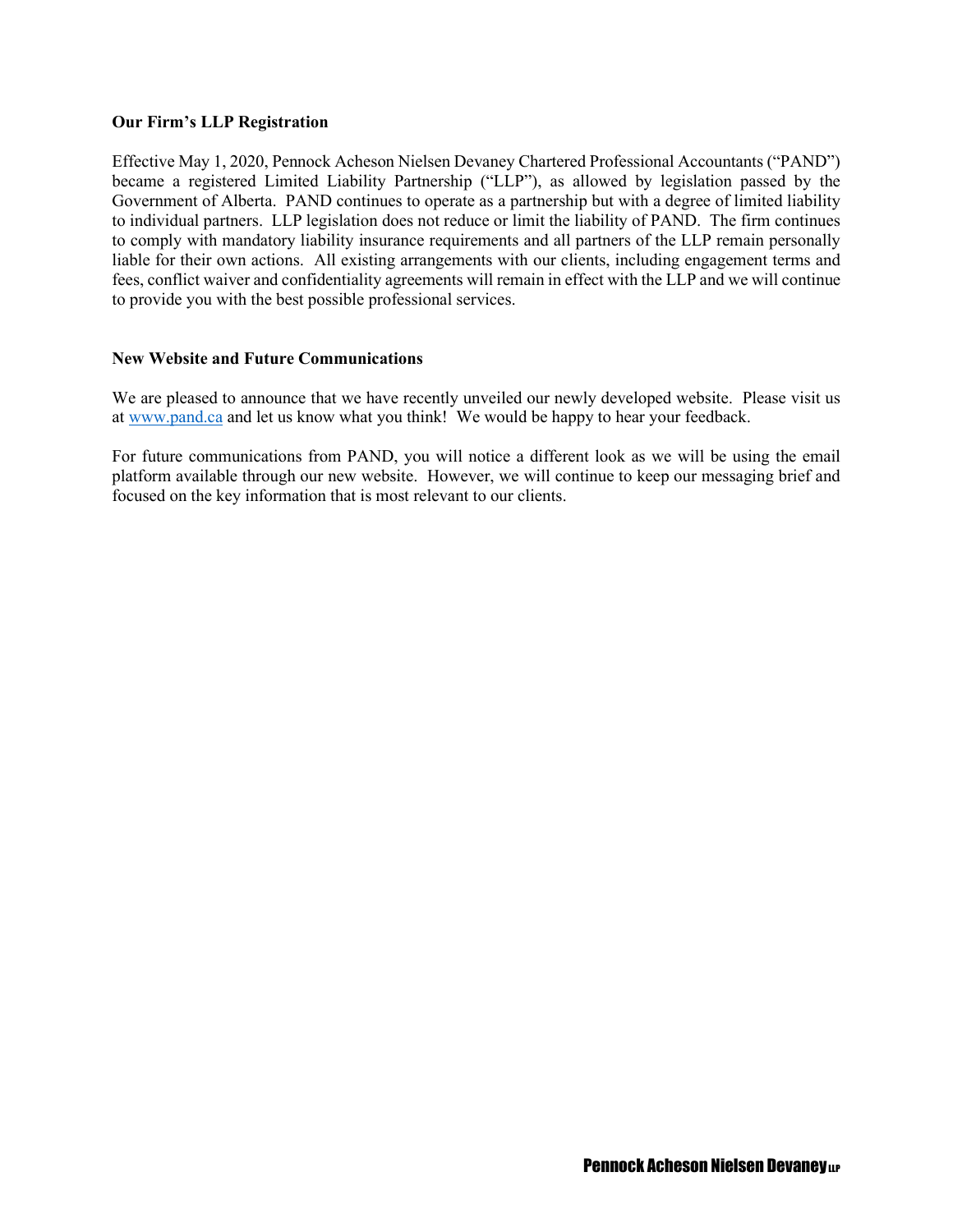**Our Firm's LLP Registration**

Effective May 1, 2020, Pennock Acheson Nielsen Devaney Chartered Professional Accountants ("PAND") became a registered Limited Liability Partnership ("LLP"), as allowed by legislation passed by the Government of Alberta. PAND continues to operate as a partnership but with a degree of limited liability to individual partners. LLP legislation does not reduce or limit the liability of PAND. The firm continues to comply with mandatory liability insurance requirements and all partners of the LLP remain personally liable for their own actions. All existing arrangements with our clients, including engagement terms and fees, conflict waiver and confidentiality agreements will remain in effect with the LLP and we will continue to provide you with the best possible professional services.

**New Website and Future Communications**

We are pleased to announce that we have recently unveiled our newly developed website. Please visit us at www.pand.ca and let us know what you think! We would be happy to hear your feedback.

For future communications from PAND, you will notice a different look as we will be using the email platform available through our new website. However, we will continue to keep our messaging brief and focused on the key information that is most relevant to our clients.